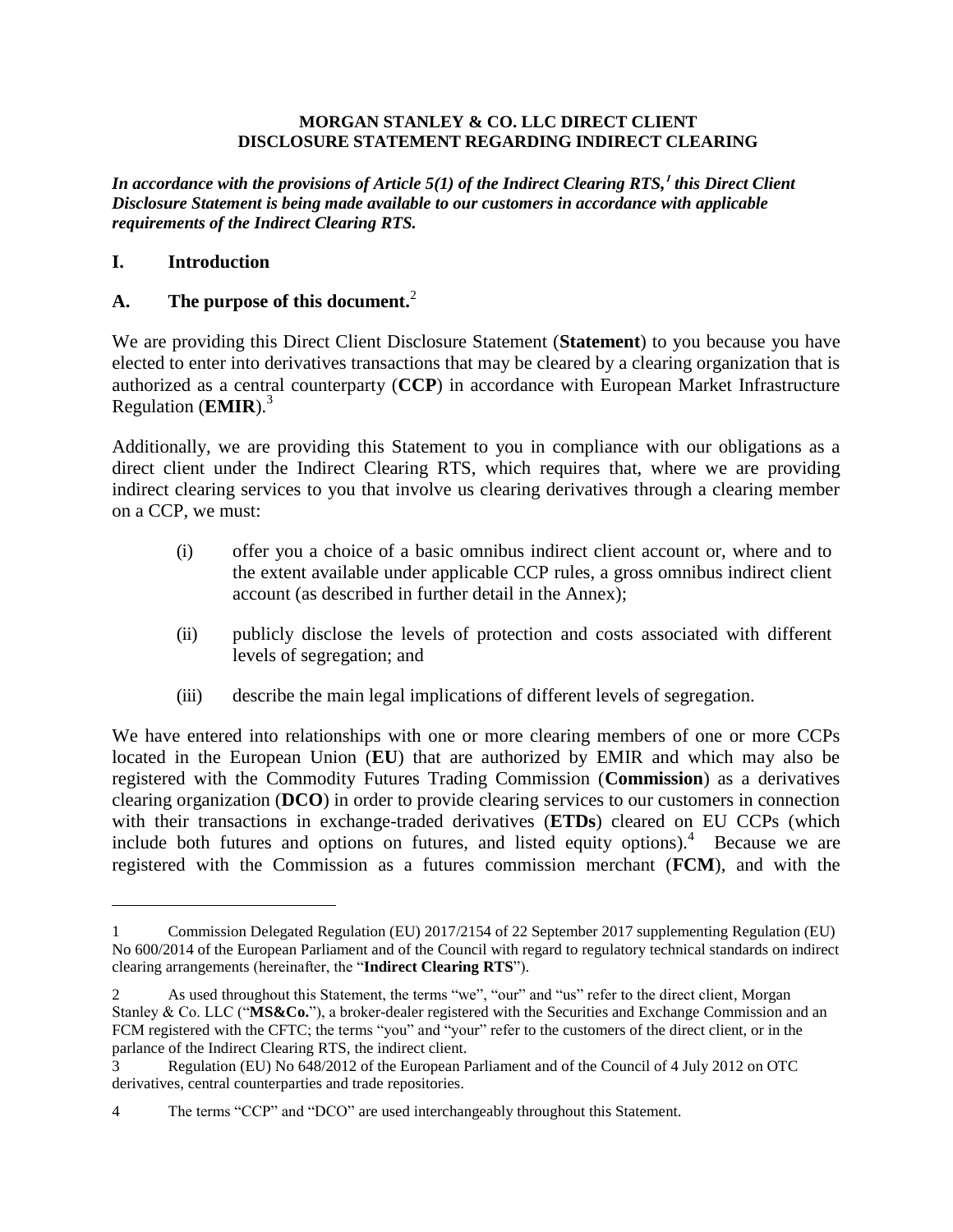**MORGAN STANLEY & CO. LLC DIRECT CLIENT**
**DISCLOSURE STATEMENT REGARDING INDIRECT CLEARING**

***In accordance with the provisions of Article 5(1) of the Indirect Clearing RTS,[1] this Direct Client Disclosure Statement is being made available to our customers in accordance with applicable requirements of the Indirect Clearing RTS.***

## I. Introduction

### A. The purpose of this document.[2]

We are providing this Direct Client Disclosure Statement (**Statement**) to you because you have elected to enter into derivatives transactions that may be cleared by a clearing organization that is authorized as a central counterparty (**CCP**) in accordance with European Market Infrastructure Regulation (**EMIR**).[3]

Additionally, we are providing this Statement to you in compliance with our obligations as a direct client under the Indirect Clearing RTS, which requires that, where we are providing indirect clearing services to you that involve us clearing derivatives through a clearing member on a CCP, we must:

(i) offer you a choice of a basic omnibus indirect client account or, where and to the extent available under applicable CCP rules, a gross omnibus indirect client account (as described in further detail in the Annex);

(ii) publicly disclose the levels of protection and costs associated with different levels of segregation; and

(iii) describe the main legal implications of different levels of segregation.

We have entered into relationships with one or more clearing members of one or more CCPs located in the European Union (**EU**) that are authorized by EMIR and which may also be registered with the Commodity Futures Trading Commission (**Commission**) as a derivatives clearing organization (**DCO**) in order to provide clearing services to our customers in connection with their transactions in exchange-traded derivatives (**ETDs**) cleared on EU CCPs (which include both futures and options on futures, and listed equity options).[4] Because we are registered with the Commission as a futures commission merchant (**FCM**), and with the

---

1 Commission Delegated Regulation (EU) 2017/2154 of 22 September 2017 supplementing Regulation (EU) No 600/2014 of the European Parliament and of the Council with regard to regulatory technical standards on indirect clearing arrangements (hereinafter, the "**Indirect Clearing RTS**").

2 As used throughout this Statement, the terms "we", "our" and "us" refer to the direct client, Morgan Stanley & Co. LLC ("**MS&Co.**"), a broker-dealer registered with the Securities and Exchange Commission and an FCM registered with the CFTC; the terms "you" and "your" refer to the customers of the direct client, or in the parlance of the Indirect Clearing RTS, the indirect client.

3 Regulation (EU) No 648/2012 of the European Parliament and of the Council of 4 July 2012 on OTC derivatives, central counterparties and trade repositories.

4 The terms "CCP" and "DCO" are used interchangeably throughout this Statement.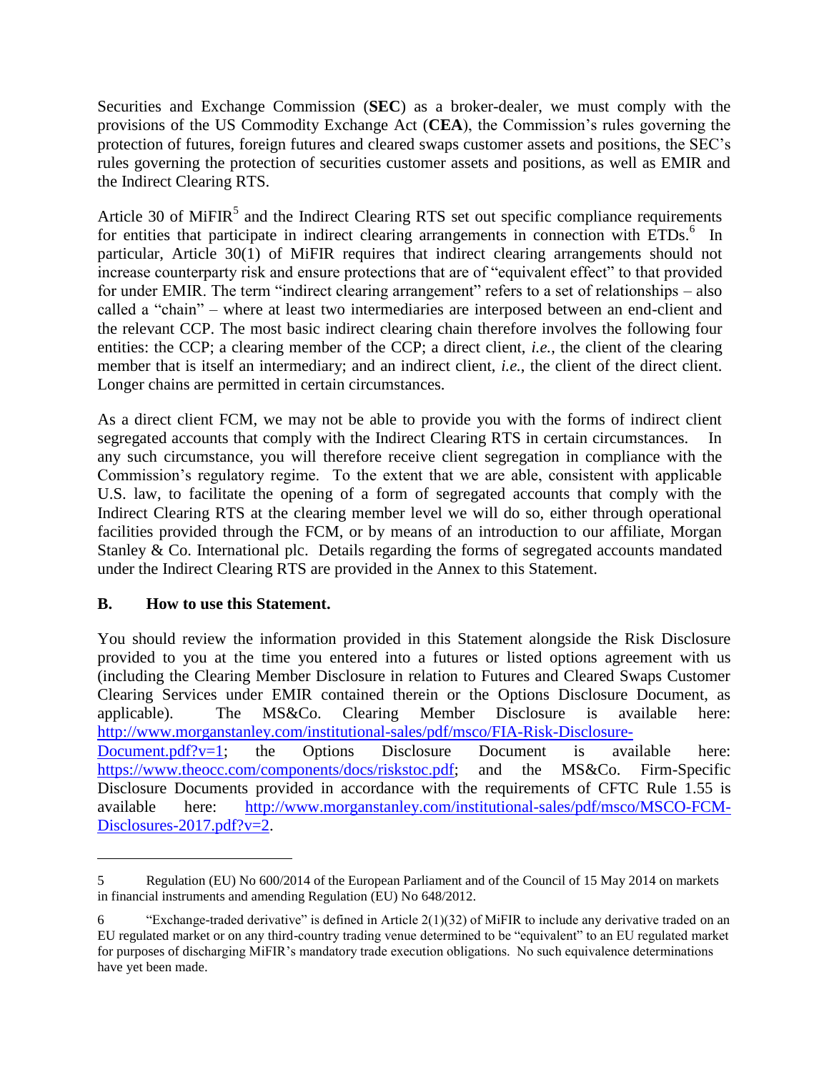Securities and Exchange Commission (**SEC**) as a broker-dealer, we must comply with the provisions of the US Commodity Exchange Act (**CEA**), the Commission's rules governing the protection of futures, foreign futures and cleared swaps customer assets and positions, the SEC's rules governing the protection of securities customer assets and positions, as well as EMIR and the Indirect Clearing RTS.

Article 30 of MiFIR[5] and the Indirect Clearing RTS set out specific compliance requirements for entities that participate in indirect clearing arrangements in connection with ETDs.[6] In particular, Article 30(1) of MiFIR requires that indirect clearing arrangements should not increase counterparty risk and ensure protections that are of "equivalent effect" to that provided for under EMIR. The term "indirect clearing arrangement" refers to a set of relationships – also called a "chain" – where at least two intermediaries are interposed between an end-client and the relevant CCP. The most basic indirect clearing chain therefore involves the following four entities: the CCP; a clearing member of the CCP; a direct client, *i.e.*, the client of the clearing member that is itself an intermediary; and an indirect client, *i.e.*, the client of the direct client. Longer chains are permitted in certain circumstances.

As a direct client FCM, we may not be able to provide you with the forms of indirect client segregated accounts that comply with the Indirect Clearing RTS in certain circumstances. In any such circumstance, you will therefore receive client segregation in compliance with the Commission's regulatory regime. To the extent that we are able, consistent with applicable U.S. law, to facilitate the opening of a form of segregated accounts that comply with the Indirect Clearing RTS at the clearing member level we will do so, either through operational facilities provided through the FCM, or by means of an introduction to our affiliate, Morgan Stanley & Co. International plc. Details regarding the forms of segregated accounts mandated under the Indirect Clearing RTS are provided in the Annex to this Statement.

## B. How to use this Statement.

You should review the information provided in this Statement alongside the Risk Disclosure provided to you at the time you entered into a futures or listed options agreement with us (including the Clearing Member Disclosure in relation to Futures and Cleared Swaps Customer Clearing Services under EMIR contained therein or the Options Disclosure Document, as applicable). The MS&Co. Clearing Member Disclosure is available here: [http://www.morganstanley.com/institutional-sales/pdf/msco/FIA-Risk-Disclosure-Document.pdf?v=1](http://www.morganstanley.com/institutional-sales/pdf/msco/FIA-Risk-Disclosure-Document.pdf?v=1); the Options Disclosure Document is available here: [https://www.theocc.com/components/docs/riskstoc.pdf](https://www.theocc.com/components/docs/riskstoc.pdf); and the MS&Co. Firm-Specific Disclosure Documents provided in accordance with the requirements of CFTC Rule 1.55 is available here: [http://www.morganstanley.com/institutional-sales/pdf/msco/MSCO-FCM-Disclosures-2017.pdf?v=2](http://www.morganstanley.com/institutional-sales/pdf/msco/MSCO-FCM-Disclosures-2017.pdf?v=2).

---

[5] Regulation (EU) No 600/2014 of the European Parliament and of the Council of 15 May 2014 on markets in financial instruments and amending Regulation (EU) No 648/2012.

[6] "Exchange-traded derivative" is defined in Article 2(1)(32) of MiFIR to include any derivative traded on an EU regulated market or on any third-country trading venue determined to be "equivalent" to an EU regulated market for purposes of discharging MiFIR's mandatory trade execution obligations. No such equivalence determinations have yet been made.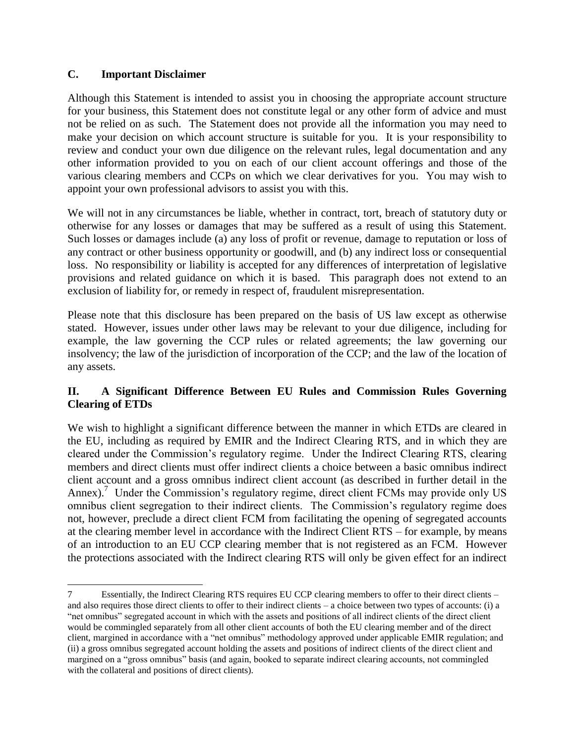### C. Important Disclaimer

Although this Statement is intended to assist you in choosing the appropriate account structure for your business, this Statement does not constitute legal or any other form of advice and must not be relied on as such. The Statement does not provide all the information you may need to make your decision on which account structure is suitable for you. It is your responsibility to review and conduct your own due diligence on the relevant rules, legal documentation and any other information provided to you on each of our client account offerings and those of the various clearing members and CCPs on which we clear derivatives for you. You may wish to appoint your own professional advisors to assist you with this.

We will not in any circumstances be liable, whether in contract, tort, breach of statutory duty or otherwise for any losses or damages that may be suffered as a result of using this Statement. Such losses or damages include (a) any loss of profit or revenue, damage to reputation or loss of any contract or other business opportunity or goodwill, and (b) any indirect loss or consequential loss. No responsibility or liability is accepted for any differences of interpretation of legislative provisions and related guidance on which it is based. This paragraph does not extend to an exclusion of liability for, or remedy in respect of, fraudulent misrepresentation.

Please note that this disclosure has been prepared on the basis of US law except as otherwise stated. However, issues under other laws may be relevant to your due diligence, including for example, the law governing the CCP rules or related agreements; the law governing our insolvency; the law of the jurisdiction of incorporation of the CCP; and the law of the location of any assets.

## II. A Significant Difference Between EU Rules and Commission Rules Governing Clearing of ETDs

We wish to highlight a significant difference between the manner in which ETDs are cleared in the EU, including as required by EMIR and the Indirect Clearing RTS, and in which they are cleared under the Commission's regulatory regime. Under the Indirect Clearing RTS, clearing members and direct clients must offer indirect clients a choice between a basic omnibus indirect client account and a gross omnibus indirect client account (as described in further detail in the Annex).[7] Under the Commission's regulatory regime, direct client FCMs may provide only US omnibus client segregation to their indirect clients. The Commission's regulatory regime does not, however, preclude a direct client FCM from facilitating the opening of segregated accounts at the clearing member level in accordance with the Indirect Client RTS – for example, by means of an introduction to an EU CCP clearing member that is not registered as an FCM. However the protections associated with the Indirect clearing RTS will only be given effect for an indirect

---

7 Essentially, the Indirect Clearing RTS requires EU CCP clearing members to offer to their direct clients – and also requires those direct clients to offer to their indirect clients – a choice between two types of accounts: (i) a "net omnibus" segregated account in which with the assets and positions of all indirect clients of the direct client would be commingled separately from all other client accounts of both the EU clearing member and of the direct client, margined in accordance with a "net omnibus" methodology approved under applicable EMIR regulation; and (ii) a gross omnibus segregated account holding the assets and positions of indirect clients of the direct client and margined on a "gross omnibus" basis (and again, booked to separate indirect clearing accounts, not commingled with the collateral and positions of direct clients).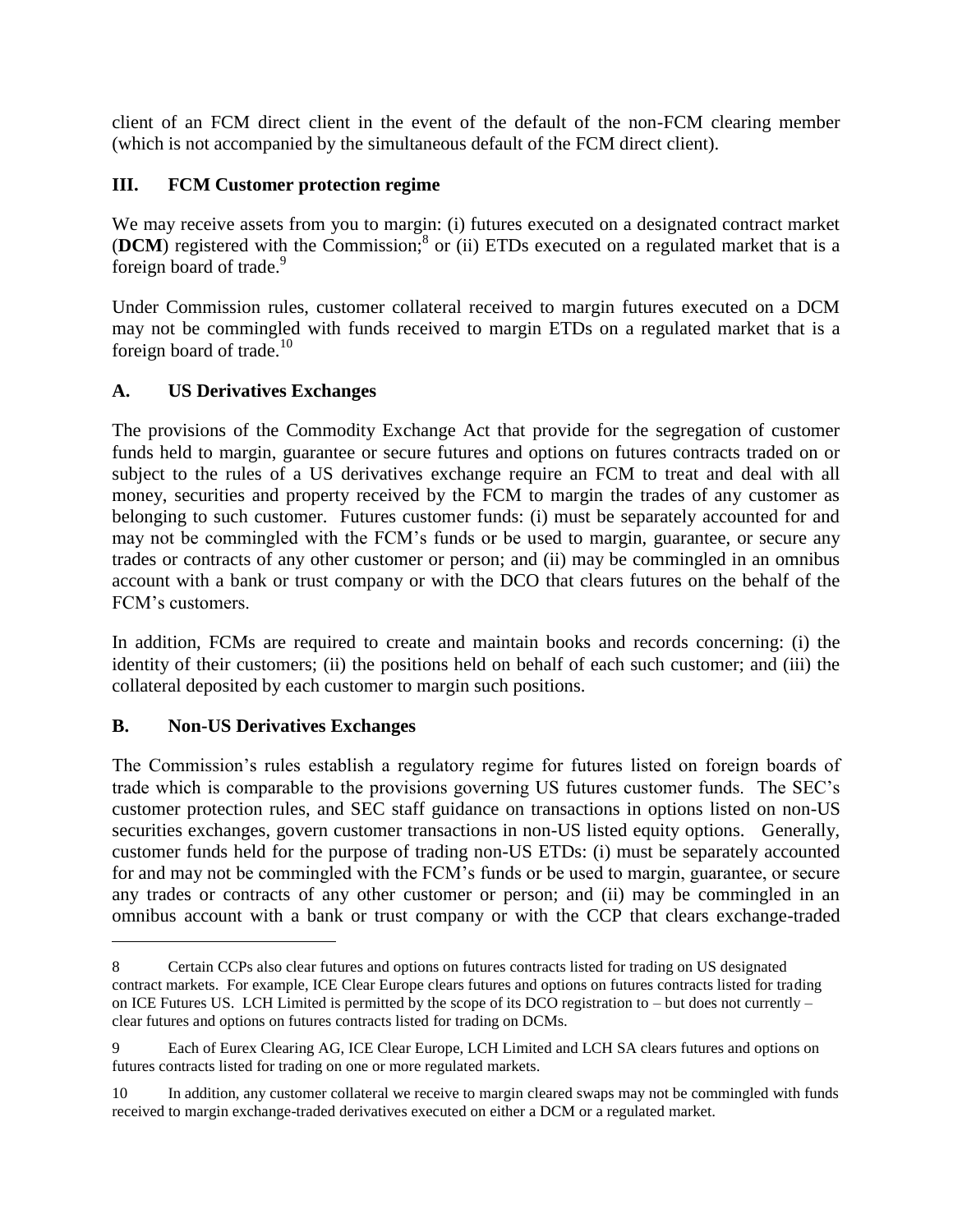client of an FCM direct client in the event of the default of the non-FCM clearing member (which is not accompanied by the simultaneous default of the FCM direct client).

## III. FCM Customer protection regime

We may receive assets from you to margin: (i) futures executed on a designated contract market (**DCM**) registered with the Commission;[8] or (ii) ETDs executed on a regulated market that is a foreign board of trade.[9]

Under Commission rules, customer collateral received to margin futures executed on a DCM may not be commingled with funds received to margin ETDs on a regulated market that is a foreign board of trade.[10]

### A. US Derivatives Exchanges

The provisions of the Commodity Exchange Act that provide for the segregation of customer funds held to margin, guarantee or secure futures and options on futures contracts traded on or subject to the rules of a US derivatives exchange require an FCM to treat and deal with all money, securities and property received by the FCM to margin the trades of any customer as belonging to such customer. Futures customer funds: (i) must be separately accounted for and may not be commingled with the FCM's funds or be used to margin, guarantee, or secure any trades or contracts of any other customer or person; and (ii) may be commingled in an omnibus account with a bank or trust company or with the DCO that clears futures on the behalf of the FCM's customers.

In addition, FCMs are required to create and maintain books and records concerning: (i) the identity of their customers; (ii) the positions held on behalf of each such customer; and (iii) the collateral deposited by each customer to margin such positions.

### B. Non-US Derivatives Exchanges

The Commission's rules establish a regulatory regime for futures listed on foreign boards of trade which is comparable to the provisions governing US futures customer funds. The SEC's customer protection rules, and SEC staff guidance on transactions in options listed on non-US securities exchanges, govern customer transactions in non-US listed equity options. Generally, customer funds held for the purpose of trading non-US ETDs: (i) must be separately accounted for and may not be commingled with the FCM's funds or be used to margin, guarantee, or secure any trades or contracts of any other customer or person; and (ii) may be commingled in an omnibus account with a bank or trust company or with the CCP that clears exchange-traded

---

8 Certain CCPs also clear futures and options on futures contracts listed for trading on US designated contract markets. For example, ICE Clear Europe clears futures and options on futures contracts listed for trading on ICE Futures US. LCH Limited is permitted by the scope of its DCO registration to – but does not currently – clear futures and options on futures contracts listed for trading on DCMs.

9 Each of Eurex Clearing AG, ICE Clear Europe, LCH Limited and LCH SA clears futures and options on futures contracts listed for trading on one or more regulated markets.

10 In addition, any customer collateral we receive to margin cleared swaps may not be commingled with funds received to margin exchange-traded derivatives executed on either a DCM or a regulated market.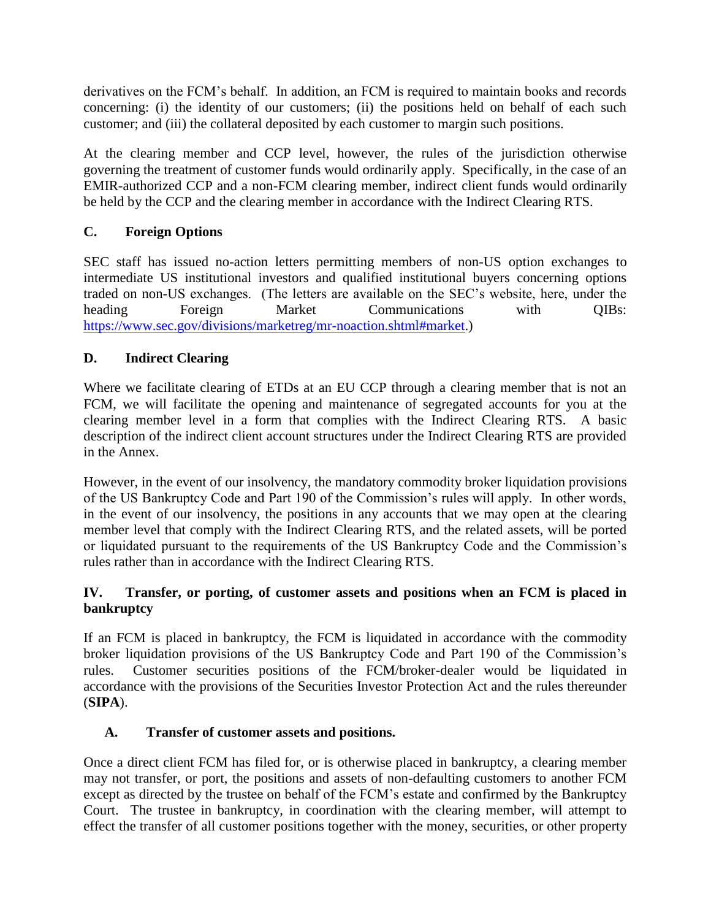derivatives on the FCM's behalf. In addition, an FCM is required to maintain books and records concerning: (i) the identity of our customers; (ii) the positions held on behalf of each such customer; and (iii) the collateral deposited by each customer to margin such positions.

At the clearing member and CCP level, however, the rules of the jurisdiction otherwise governing the treatment of customer funds would ordinarily apply. Specifically, in the case of an EMIR-authorized CCP and a non-FCM clearing member, indirect client funds would ordinarily be held by the CCP and the clearing member in accordance with the Indirect Clearing RTS.

### C. Foreign Options

SEC staff has issued no-action letters permitting members of non-US option exchanges to intermediate US institutional investors and qualified institutional buyers concerning options traded on non-US exchanges. (The letters are available on the SEC's website, here, under the heading Foreign Market Communications with QIBs: https://www.sec.gov/divisions/marketreg/mr-noaction.shtml#market.)

### D. Indirect Clearing

Where we facilitate clearing of ETDs at an EU CCP through a clearing member that is not an FCM, we will facilitate the opening and maintenance of segregated accounts for you at the clearing member level in a form that complies with the Indirect Clearing RTS. A basic description of the indirect client account structures under the Indirect Clearing RTS are provided in the Annex.

However, in the event of our insolvency, the mandatory commodity broker liquidation provisions of the US Bankruptcy Code and Part 190 of the Commission's rules will apply. In other words, in the event of our insolvency, the positions in any accounts that we may open at the clearing member level that comply with the Indirect Clearing RTS, and the related assets, will be ported or liquidated pursuant to the requirements of the US Bankruptcy Code and the Commission's rules rather than in accordance with the Indirect Clearing RTS.

## IV. Transfer, or porting, of customer assets and positions when an FCM is placed in bankruptcy

If an FCM is placed in bankruptcy, the FCM is liquidated in accordance with the commodity broker liquidation provisions of the US Bankruptcy Code and Part 190 of the Commission's rules. Customer securities positions of the FCM/broker-dealer would be liquidated in accordance with the provisions of the Securities Investor Protection Act and the rules thereunder (**SIPA**).

### A. Transfer of customer assets and positions.

Once a direct client FCM has filed for, or is otherwise placed in bankruptcy, a clearing member may not transfer, or port, the positions and assets of non-defaulting customers to another FCM except as directed by the trustee on behalf of the FCM's estate and confirmed by the Bankruptcy Court. The trustee in bankruptcy, in coordination with the clearing member, will attempt to effect the transfer of all customer positions together with the money, securities, or other property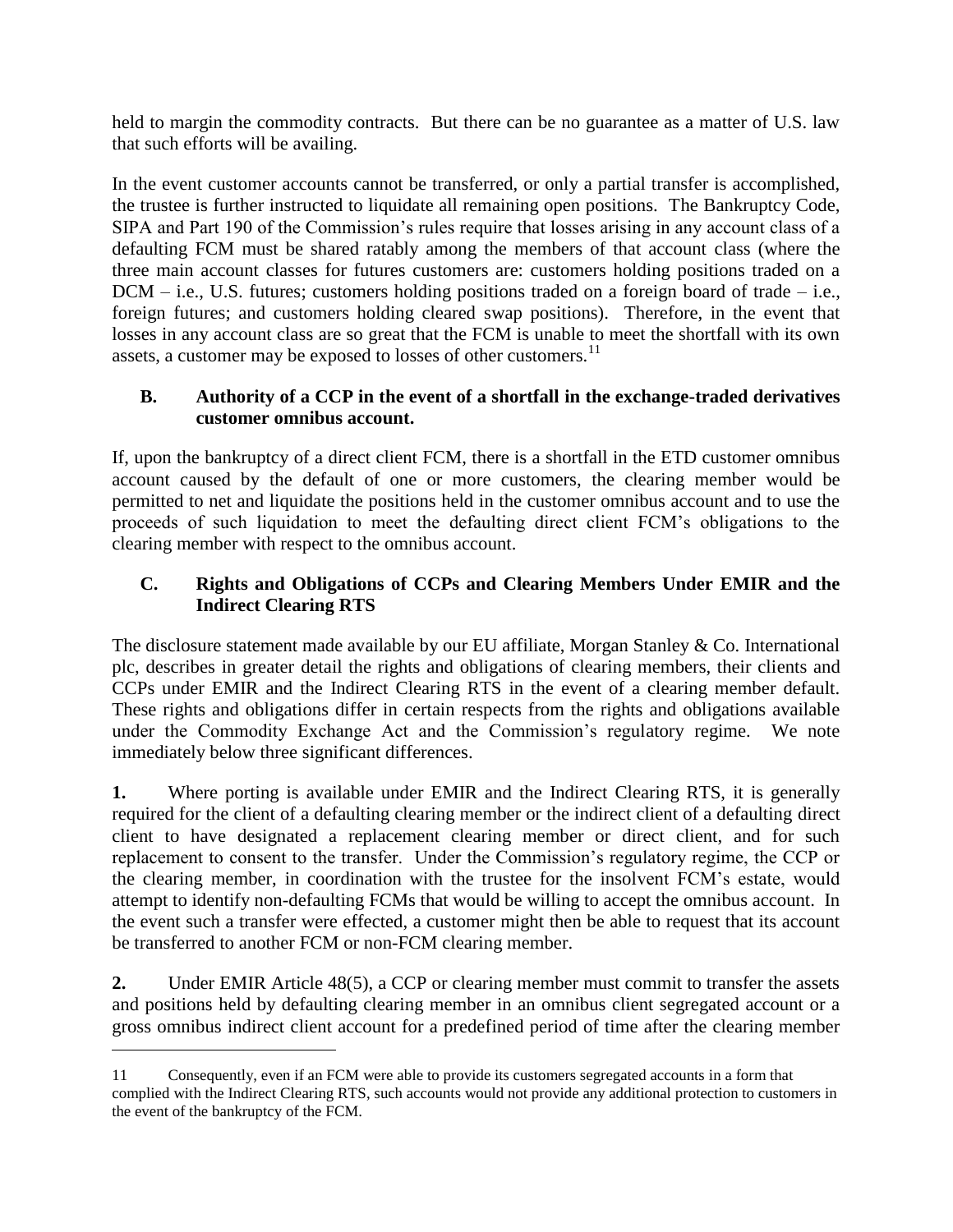held to margin the commodity contracts. But there can be no guarantee as a matter of U.S. law that such efforts will be availing.

In the event customer accounts cannot be transferred, or only a partial transfer is accomplished, the trustee is further instructed to liquidate all remaining open positions. The Bankruptcy Code, SIPA and Part 190 of the Commission's rules require that losses arising in any account class of a defaulting FCM must be shared ratably among the members of that account class (where the three main account classes for futures customers are: customers holding positions traded on a DCM – i.e., U.S. futures; customers holding positions traded on a foreign board of trade – i.e., foreign futures; and customers holding cleared swap positions). Therefore, in the event that losses in any account class are so great that the FCM is unable to meet the shortfall with its own assets, a customer may be exposed to losses of other customers.[11]

### B. Authority of a CCP in the event of a shortfall in the exchange-traded derivatives customer omnibus account.

If, upon the bankruptcy of a direct client FCM, there is a shortfall in the ETD customer omnibus account caused by the default of one or more customers, the clearing member would be permitted to net and liquidate the positions held in the customer omnibus account and to use the proceeds of such liquidation to meet the defaulting direct client FCM's obligations to the clearing member with respect to the omnibus account.

### C. Rights and Obligations of CCPs and Clearing Members Under EMIR and the Indirect Clearing RTS

The disclosure statement made available by our EU affiliate, Morgan Stanley & Co. International plc, describes in greater detail the rights and obligations of clearing members, their clients and CCPs under EMIR and the Indirect Clearing RTS in the event of a clearing member default. These rights and obligations differ in certain respects from the rights and obligations available under the Commodity Exchange Act and the Commission's regulatory regime. We note immediately below three significant differences.

**1.** Where porting is available under EMIR and the Indirect Clearing RTS, it is generally required for the client of a defaulting clearing member or the indirect client of a defaulting direct client to have designated a replacement clearing member or direct client, and for such replacement to consent to the transfer. Under the Commission's regulatory regime, the CCP or the clearing member, in coordination with the trustee for the insolvent FCM's estate, would attempt to identify non-defaulting FCMs that would be willing to accept the omnibus account. In the event such a transfer were effected, a customer might then be able to request that its account be transferred to another FCM or non-FCM clearing member.

**2.** Under EMIR Article 48(5), a CCP or clearing member must commit to transfer the assets and positions held by defaulting clearing member in an omnibus client segregated account or a gross omnibus indirect client account for a predefined period of time after the clearing member

---

11 Consequently, even if an FCM were able to provide its customers segregated accounts in a form that complied with the Indirect Clearing RTS, such accounts would not provide any additional protection to customers in the event of the bankruptcy of the FCM.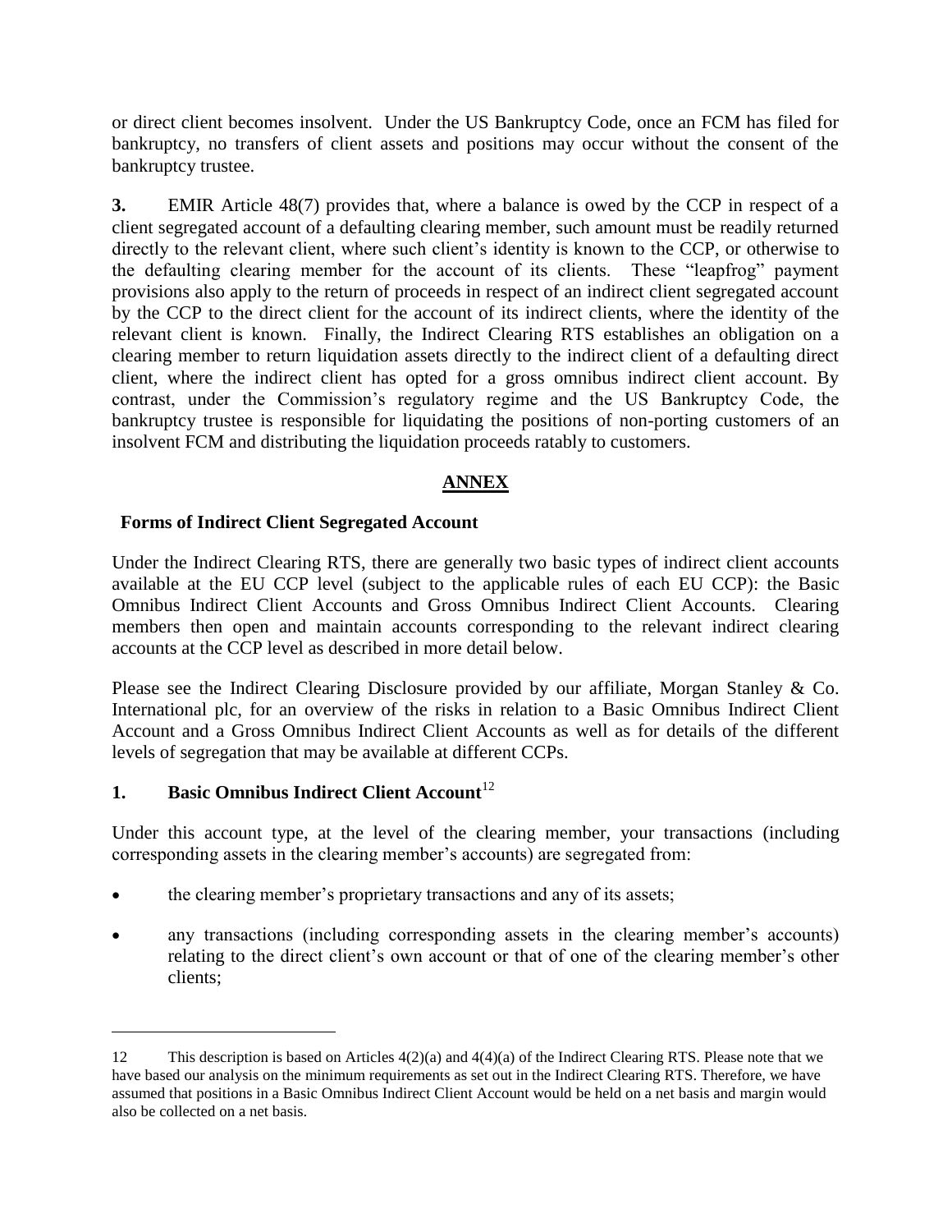or direct client becomes insolvent. Under the US Bankruptcy Code, once an FCM has filed for bankruptcy, no transfers of client assets and positions may occur without the consent of the bankruptcy trustee.

**3.** EMIR Article 48(7) provides that, where a balance is owed by the CCP in respect of a client segregated account of a defaulting clearing member, such amount must be readily returned directly to the relevant client, where such client's identity is known to the CCP, or otherwise to the defaulting clearing member for the account of its clients. These "leapfrog" payment provisions also apply to the return of proceeds in respect of an indirect client segregated account by the CCP to the direct client for the account of its indirect clients, where the identity of the relevant client is known. Finally, the Indirect Clearing RTS establishes an obligation on a clearing member to return liquidation assets directly to the indirect client of a defaulting direct client, where the indirect client has opted for a gross omnibus indirect client account. By contrast, under the Commission's regulatory regime and the US Bankruptcy Code, the bankruptcy trustee is responsible for liquidating the positions of non-porting customers of an insolvent FCM and distributing the liquidation proceeds ratably to customers.

## ANNEX

### Forms of Indirect Client Segregated Account

Under the Indirect Clearing RTS, there are generally two basic types of indirect client accounts available at the EU CCP level (subject to the applicable rules of each EU CCP): the Basic Omnibus Indirect Client Accounts and Gross Omnibus Indirect Client Accounts. Clearing members then open and maintain accounts corresponding to the relevant indirect clearing accounts at the CCP level as described in more detail below.

Please see the Indirect Clearing Disclosure provided by our affiliate, Morgan Stanley & Co. International plc, for an overview of the risks in relation to a Basic Omnibus Indirect Client Account and a Gross Omnibus Indirect Client Accounts as well as for details of the different levels of segregation that may be available at different CCPs.

### 1. Basic Omnibus Indirect Client Account[12]

Under this account type, at the level of the clearing member, your transactions (including corresponding assets in the clearing member's accounts) are segregated from:

- the clearing member's proprietary transactions and any of its assets;
- any transactions (including corresponding assets in the clearing member's accounts) relating to the direct client's own account or that of one of the clearing member's other clients;

12 This description is based on Articles 4(2)(a) and 4(4)(a) of the Indirect Clearing RTS. Please note that we have based our analysis on the minimum requirements as set out in the Indirect Clearing RTS. Therefore, we have assumed that positions in a Basic Omnibus Indirect Client Account would be held on a net basis and margin would also be collected on a net basis.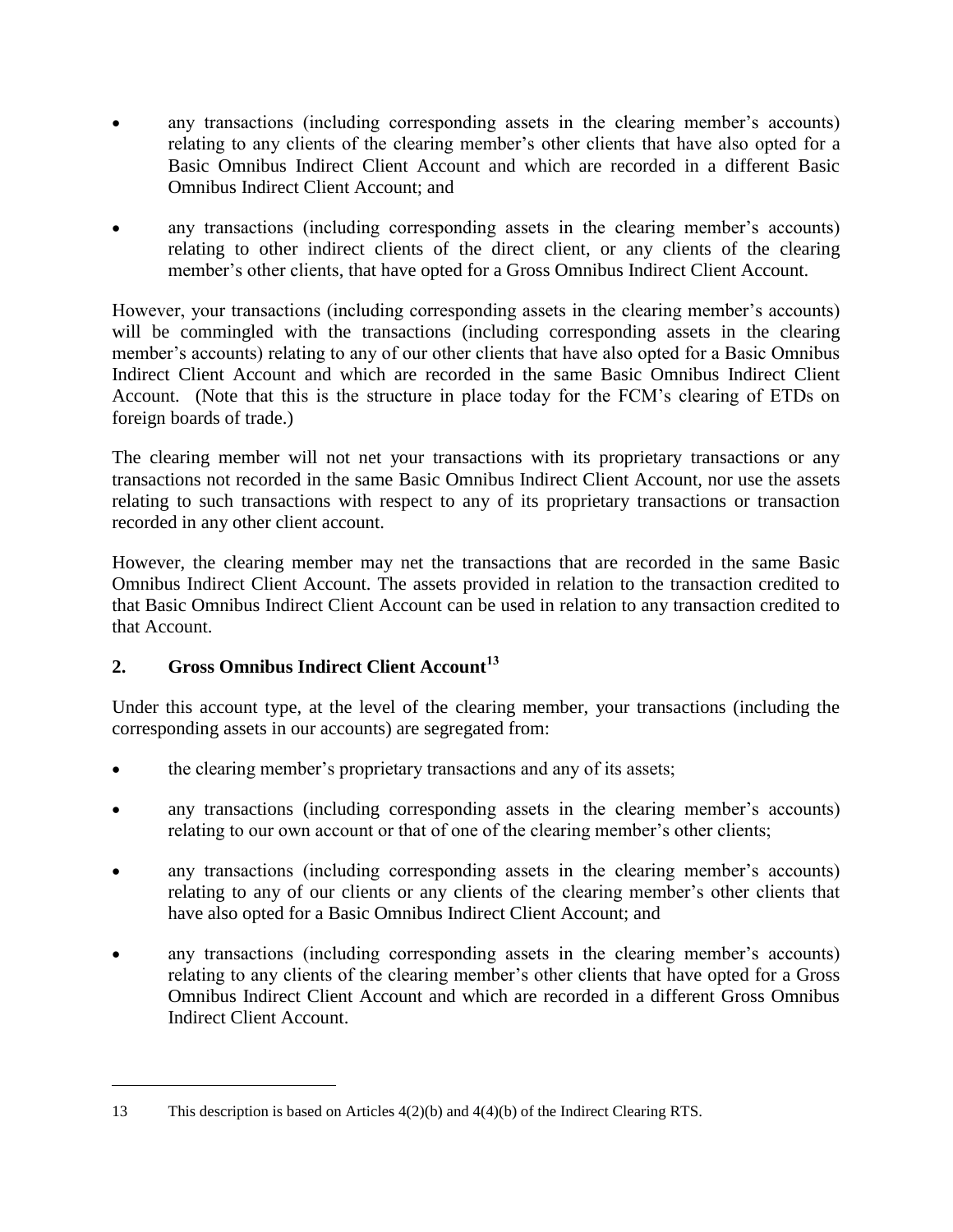- any transactions (including corresponding assets in the clearing member's accounts) relating to any clients of the clearing member's other clients that have also opted for a Basic Omnibus Indirect Client Account and which are recorded in a different Basic Omnibus Indirect Client Account; and
- any transactions (including corresponding assets in the clearing member's accounts) relating to other indirect clients of the direct client, or any clients of the clearing member's other clients, that have opted for a Gross Omnibus Indirect Client Account.

However, your transactions (including corresponding assets in the clearing member's accounts) will be commingled with the transactions (including corresponding assets in the clearing member's accounts) relating to any of our other clients that have also opted for a Basic Omnibus Indirect Client Account and which are recorded in the same Basic Omnibus Indirect Client Account. (Note that this is the structure in place today for the FCM's clearing of ETDs on foreign boards of trade.)

The clearing member will not net your transactions with its proprietary transactions or any transactions not recorded in the same Basic Omnibus Indirect Client Account, nor use the assets relating to such transactions with respect to any of its proprietary transactions or transaction recorded in any other client account.

However, the clearing member may net the transactions that are recorded in the same Basic Omnibus Indirect Client Account. The assets provided in relation to the transaction credited to that Basic Omnibus Indirect Client Account can be used in relation to any transaction credited to that Account.

## 2. Gross Omnibus Indirect Client Account[13]

Under this account type, at the level of the clearing member, your transactions (including the corresponding assets in our accounts) are segregated from:

- the clearing member's proprietary transactions and any of its assets;
- any transactions (including corresponding assets in the clearing member's accounts) relating to our own account or that of one of the clearing member's other clients;
- any transactions (including corresponding assets in the clearing member's accounts) relating to any of our clients or any clients of the clearing member's other clients that have also opted for a Basic Omnibus Indirect Client Account; and
- any transactions (including corresponding assets in the clearing member's accounts) relating to any clients of the clearing member's other clients that have opted for a Gross Omnibus Indirect Client Account and which are recorded in a different Gross Omnibus Indirect Client Account.

---

13 This description is based on Articles 4(2)(b) and 4(4)(b) of the Indirect Clearing RTS.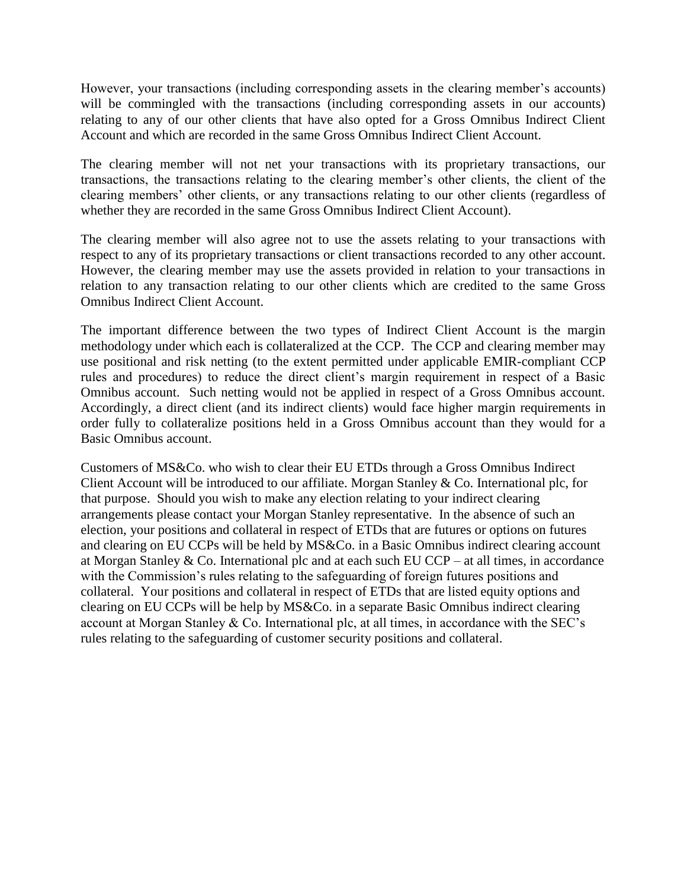However, your transactions (including corresponding assets in the clearing member's accounts) will be commingled with the transactions (including corresponding assets in our accounts) relating to any of our other clients that have also opted for a Gross Omnibus Indirect Client Account and which are recorded in the same Gross Omnibus Indirect Client Account.

The clearing member will not net your transactions with its proprietary transactions, our transactions, the transactions relating to the clearing member's other clients, the client of the clearing members' other clients, or any transactions relating to our other clients (regardless of whether they are recorded in the same Gross Omnibus Indirect Client Account).

The clearing member will also agree not to use the assets relating to your transactions with respect to any of its proprietary transactions or client transactions recorded to any other account. However, the clearing member may use the assets provided in relation to your transactions in relation to any transaction relating to our other clients which are credited to the same Gross Omnibus Indirect Client Account.

The important difference between the two types of Indirect Client Account is the margin methodology under which each is collateralized at the CCP. The CCP and clearing member may use positional and risk netting (to the extent permitted under applicable EMIR-compliant CCP rules and procedures) to reduce the direct client's margin requirement in respect of a Basic Omnibus account. Such netting would not be applied in respect of a Gross Omnibus account. Accordingly, a direct client (and its indirect clients) would face higher margin requirements in order fully to collateralize positions held in a Gross Omnibus account than they would for a Basic Omnibus account.

Customers of MS&Co. who wish to clear their EU ETDs through a Gross Omnibus Indirect Client Account will be introduced to our affiliate. Morgan Stanley & Co. International plc, for that purpose. Should you wish to make any election relating to your indirect clearing arrangements please contact your Morgan Stanley representative. In the absence of such an election, your positions and collateral in respect of ETDs that are futures or options on futures and clearing on EU CCPs will be held by MS&Co. in a Basic Omnibus indirect clearing account at Morgan Stanley & Co. International plc and at each such EU CCP – at all times, in accordance with the Commission's rules relating to the safeguarding of foreign futures positions and collateral. Your positions and collateral in respect of ETDs that are listed equity options and clearing on EU CCPs will be help by MS&Co. in a separate Basic Omnibus indirect clearing account at Morgan Stanley & Co. International plc, at all times, in accordance with the SEC's rules relating to the safeguarding of customer security positions and collateral.